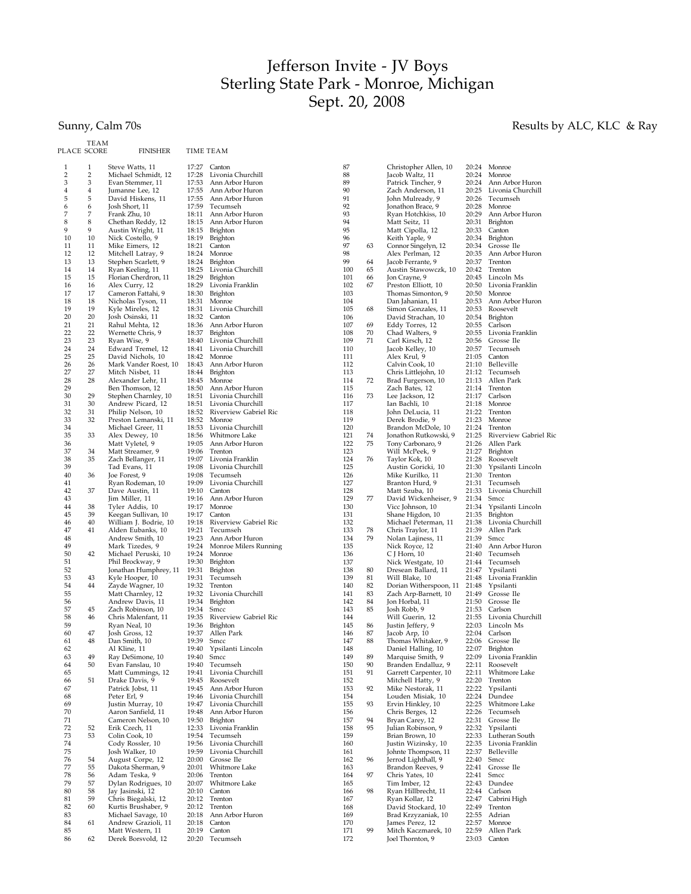# Jefferson Invite - JV Boys
# Sterling State Park - Monroe, Michigan
# Sept. 20, 2008

Sunny, Calm 70s

Results by ALC, KLC & Ray

| PLACE | TEAM SCORE | FINISHER | TIME | TEAM |
|---|---|---|---|---|
| 1 | 1 | Steve Watts, 11 | 17:27 | Canton |
| 2 | 2 | Michael Schmidt, 12 | 17:28 | Livonia Churchill |
| 3 | 3 | Evan Stemmer, 11 | 17:53 | Ann Arbor Huron |
| 4 | 4 | Jumanne Lee, 12 | 17:55 | Ann Arbor Huron |
| 5 | 5 | David Hiskens, 11 | 17:55 | Ann Arbor Huron |
| 6 | 6 | Josh Short, 11 | 17:59 | Tecumseh |
| 7 | 7 | Frank Zhu, 10 | 18:11 | Ann Arbor Huron |
| 8 | 8 | Chethan Reddy, 12 | 18:15 | Ann Arbor Huron |
| 9 | 9 | Austin Wright, 11 | 18:15 | Brighton |
| 10 | 10 | Nick Costello, 9 | 18:19 | Brighton |
| 11 | 11 | Mike Eimers, 12 | 18:21 | Canton |
| 12 | 12 | Mitchell Latray, 9 | 18:24 | Monroe |
| 13 | 13 | Stephen Scarlett, 9 | 18:24 | Brighton |
| 14 | 14 | Ryan Keeling, 11 | 18:25 | Livonia Churchill |
| 15 | 15 | Florian Cherdron, 11 | 18:29 | Brighton |
| 16 | 16 | Alex Curry, 12 | 18:29 | Livonia Franklin |
| 17 | 17 | Cameron Fattahi, 9 | 18:30 | Brighton |
| 18 | 18 | Nicholas Tyson, 11 | 18:31 | Monroe |
| 19 | 19 | Kyle Mireles, 12 | 18:31 | Livonia Churchill |
| 20 | 20 | Josh Osinski, 11 | 18:32 | Canton |
| 21 | 21 | Rahul Mehta, 12 | 18:36 | Ann Arbor Huron |
| 22 | 22 | Wernette Chris, 9 | 18:37 | Brighton |
| 23 | 23 | Ryan Wise, 9 | 18:40 | Livonia Churchill |
| 24 | 24 | Edward Tremel, 12 | 18:41 | Livonia Churchill |
| 25 | 25 | David Nichols, 10 | 18:42 | Monroe |
| 26 | 26 | Mark Vander Roest, 10 | 18:43 | Ann Arbor Huron |
| 27 | 27 | Mitch Nisbet, 11 | 18:44 | Brighton |
| 28 | 28 | Alexander Lehr, 11 | 18:45 | Monroe |
| 29 | | Ben Thomson, 12 | 18:50 | Ann Arbor Huron |
| 30 | 29 | Stephen Charnley, 10 | 18:51 | Livonia Churchill |
| 31 | 30 | Andrew Picard, 12 | 18:51 | Livonia Churchill |
| 32 | 31 | Philip Nelson, 10 | 18:52 | Riverview Gabriel Ric |
| 33 | 32 | Preston Lemanski, 11 | 18:52 | Monroe |
| 34 | | Michael Greer, 11 | 18:53 | Livonia Churchill |
| 35 | 33 | Alex Dewey, 10 | 18:56 | Whitmore Lake |
| 36 | | Matt Vyletel, 9 | 19:05 | Ann Arbor Huron |
| 37 | 34 | Matt Streamer, 9 | 19:06 | Trenton |
| 38 | 35 | Zach Bellanger, 11 | 19:07 | Livonia Franklin |
| 39 | | Tad Evans, 11 | 19:08 | Livonia Churchill |
| 40 | 36 | Joe Forest, 9 | 19:08 | Tecumseh |
| 41 | | Ryan Rodeman, 10 | 19:09 | Livonia Churchill |
| 42 | 37 | Dave Austin, 11 | 19:10 | Canton |
| 43 | | Jim Miller, 11 | 19:16 | Ann Arbor Huron |
| 44 | 38 | Tyler Addis, 10 | 19:17 | Monroe |
| 45 | 39 | Keegan Sullivan, 10 | 19:17 | Canton |
| 46 | 40 | William J. Bodrie, 10 | 19:18 | Riverview Gabriel Ric |
| 47 | 41 | Alden Eubanks, 10 | 19:21 | Tecumseh |
| 48 | | Andrew Smith, 10 | 19:23 | Ann Arbor Huron |
| 49 | | Mark Tizedes, 9 | 19:24 | Monroe Milers Running |
| 50 | 42 | Michael Peruski, 10 | 19:24 | Monroe |
| 51 | | Phil Brockway, 9 | 19:30 | Brighton |
| 52 | | Jonathan Humphrey, 11 | 19:31 | Brighton |
| 53 | 43 | Kyle Hooper, 10 | 19:31 | Tecumseh |
| 54 | 44 | Zayde Wagner, 10 | 19:32 | Trenton |
| 55 | | Matt Charnley, 12 | 19:32 | Livonia Churchill |
| 56 | | Andrew Davis, 11 | 19:34 | Brighton |
| 57 | 45 | Zach Robinson, 10 | 19:34 | Smcc |
| 58 | 46 | Chris Malenfant, 11 | 19:35 | Riverview Gabriel Ric |
| 59 | | Ryan Neal, 10 | 19:36 | Brighton |
| 60 | 47 | Josh Gross, 12 | 19:37 | Allen Park |
| 61 | 48 | Dan Smith, 10 | 19:39 | Smcc |
| 62 | | Al Kline, 11 | 19:40 | Ypsilanti Lincoln |
| 63 | 49 | Ray DeSimone, 10 | 19:40 | Smcc |
| 64 | 50 | Evan Fanslau, 10 | 19:40 | Tecumseh |
| 65 | | Matt Cummings, 12 | 19:41 | Livonia Churchill |
| 66 | 51 | Drake Davis, 9 | 19:45 | Roosevelt |
| 67 | | Patrick Jobst, 11 | 19:45 | Ann Arbor Huron |
| 68 | | Peter Erl, 9 | 19:46 | Livonia Churchill |
| 69 | | Justin Murray, 10 | 19:47 | Livonia Churchill |
| 70 | | Aaron Sanfield, 11 | 19:48 | Ann Arbor Huron |
| 71 | | Cameron Nelson, 10 | 19:50 | Brighton |
| 72 | 52 | Erik Czech, 11 | 12:33 | Livonia Franklin |
| 73 | 53 | Colin Cook, 10 | 19:54 | Tecumseh |
| 74 | | Cody Rossler, 10 | 19:56 | Livonia Churchill |
| 75 | | Josh Walker, 10 | 19:59 | Livonia Churchill |
| 76 | 54 | August Corpe, 12 | 20:00 | Grosse Ile |
| 77 | 55 | Dakota Sherman, 9 | 20:01 | Whitmore Lake |
| 78 | 56 | Adam Teska, 9 | 20:06 | Trenton |
| 79 | 57 | Dylan Rodrigues, 10 | 20:07 | Whitmore Lake |
| 80 | 58 | Jay Jasinski, 12 | 20:10 | Canton |
| 81 | 59 | Chris Biegalski, 12 | 20:12 | Trenton |
| 82 | 60 | Kurtis Brushaber, 9 | 20:12 | Trenton |
| 83 | | Michael Savage, 10 | 20:18 | Ann Arbor Huron |
| 84 | 61 | Andrew Grazioli, 11 | 20:18 | Canton |
| 85 | | Matt Western, 11 | 20:19 | Canton |
| 86 | 62 | Derek Borsvold, 12 | 20:20 | Tecumseh |
| 87 | | Christopher Allen, 10 | 20:24 | Monroe |
| 88 | | Jacob Waltz, 11 | 20:24 | Monroe |
| 89 | | Patrick Tincher, 9 | 20:24 | Ann Arbor Huron |
| 90 | | Zach Anderson, 11 | 20:25 | Livonia Churchill |
| 91 | | John Mulready, 9 | 20:26 | Tecumseh |
| 92 | | Jonathon Brace, 9 | 20:28 | Monroe |
| 93 | | Ryan Hotchkiss, 10 | 20:29 | Ann Arbor Huron |
| 94 | | Matt Seitz, 11 | 20:31 | Brighton |
| 95 | | Matt Cipolla, 12 | 20:33 | Canton |
| 96 | | Keith Yaple, 9 | 20:34 | Brighton |
| 97 | 63 | Connor Singelyn, 12 | 20:34 | Grosse Ile |
| 98 | | Alex Perlman, 12 | 20:35 | Ann Arbor Huron |
| 99 | 64 | Jacob Ferrante, 9 | 20:37 | Trenton |
| 100 | 65 | Austin Stawowczk, 10 | 20:42 | Trenton |
| 101 | 66 | Jon Crayne, 9 | 20:45 | Lincoln Ms |
| 102 | 67 | Preston Elliott, 10 | 20:50 | Livonia Franklin |
| 103 | | Thomas Simonton, 9 | 20:50 | Monroe |
| 104 | | Dan Jahanian, 11 | 20:53 | Ann Arbor Huron |
| 105 | 68 | Simon Gonzales, 11 | 20:53 | Roosevelt |
| 106 | | David Strachan, 10 | 20:54 | Brighton |
| 107 | 69 | Eddy Torres, 12 | 20:55 | Carlson |
| 108 | 70 | Chad Walters, 9 | 20:55 | Livonia Franklin |
| 109 | 71 | Carl Kirsch, 12 | 20:56 | Grosse Ile |
| 110 | | Jacob Kelley, 10 | 20:57 | Tecumseh |
| 111 | | Alex Krul, 9 | 21:05 | Canton |
| 112 | | Calvin Cook, 10 | 21:10 | Belleville |
| 113 | | Chris Littlejohn, 10 | 21:12 | Tecumseh |
| 114 | 72 | Brad Furgerson, 10 | 21:13 | Allen Park |
| 115 | | Zach Bates, 12 | 21:14 | Trenton |
| 116 | 73 | Lee Jackson, 12 | 21:17 | Carlson |
| 117 | | Ian Bachli, 10 | 21:18 | Monroe |
| 118 | | John DeLucia, 11 | 21:22 | Trenton |
| 119 | | Derek Brodie, 9 | 21:23 | Monroe |
| 120 | | Brandon McDole, 10 | 21:24 | Trenton |
| 121 | 74 | Jonathon Rutkowski, 9 | 21:25 | Riverview Gabriel Ric |
| 122 | 75 | Tony Carbonaro, 9 | 21:26 | Allen Park |
| 123 | | Will McPeek, 9 | 21:27 | Brighton |
| 124 | 76 | Taylor Kok, 10 | 21:28 | Roosevelt |
| 125 | | Austin Goricki, 10 | 21:30 | Ypsilanti Lincoln |
| 126 | | Mike Kurilko, 11 | 21:30 | Trenton |
| 127 | | Branton Hurd, 9 | 21:31 | Tecumseh |
| 128 | | Matt Szuba, 10 | 21:33 | Livonia Churchill |
| 129 | 77 | David Wickenheiser, 9 | 21:34 | Smcc |
| 130 | | Vicc Johnson, 10 | 21:34 | Ypsilanti Lincoln |
| 131 | | Shane Higdon, 10 | 21:35 | Brighton |
| 132 | | Michael Peterman, 11 | 21:38 | Livonia Churchill |
| 133 | 78 | Chris Traylor, 11 | 21:39 | Allen Park |
| 134 | 79 | Nolan Lajiness, 11 | 21:39 | Smcc |
| 135 | | Nick Royce, 12 | 21:40 | Ann Arbor Huron |
| 136 | | C J Horn, 10 | 21:40 | Tecumseh |
| 137 | | Nick Westgate, 10 | 21:44 | Tecumseh |
| 138 | 80 | Dresean Ballard, 11 | 21:47 | Ypsilanti |
| 139 | 81 | Will Blake, 10 | 21:48 | Livonia Franklin |
| 140 | 82 | Dorian Witherspoon, 11 | 21:48 | Ypsilanti |
| 141 | 83 | Zach Arp-Barnett, 10 | 21:49 | Grosse Ile |
| 142 | 84 | Jon Horbal, 11 | 21:50 | Grosse Ile |
| 143 | 85 | Josh Robb, 9 | 21:53 | Carlson |
| 144 | | Will Guerin, 12 | 21:55 | Livonia Churchill |
| 145 | 86 | Justin Jeffery, 9 | 22:03 | Lincoln Ms |
| 146 | 87 | Jacob Arp, 10 | 22:04 | Carlson |
| 147 | 88 | Thomas Whitaker, 9 | 22:06 | Grosse Ile |
| 148 | | Daniel Halling, 10 | 22:07 | Brighton |
| 149 | 89 | Marquise Smith, 9 | 22:09 | Livonia Franklin |
| 150 | 90 | Branden Endalluz, 9 | 22:11 | Roosevelt |
| 151 | 91 | Garrett Carpenter, 10 | 22:11 | Whitmore Lake |
| 152 | | Mitchell Hatty, 9 | 22:20 | Trenton |
| 153 | 92 | Mike Nestorak, 11 | 22:22 | Ypsilanti |
| 154 | | Louden Misiak, 10 | 22:24 | Dundee |
| 155 | 93 | Ervin Hinkley, 10 | 22:25 | Whitmore Lake |
| 156 | | Chris Berges, 12 | 22:26 | Tecumseh |
| 157 | 94 | Bryan Carey, 12 | 22:31 | Grosse Ile |
| 158 | 95 | Julian Robinson, 9 | 22:32 | Ypsilanti |
| 159 | | Brian Brown, 10 | 22:33 | Lutheran South |
| 160 | | Justin Wizinsky, 10 | 22:35 | Livonia Franklin |
| 161 | | Johnte Thompson, 11 | 22:37 | Belleville |
| 162 | 96 | Jerrod Lighthall, 9 | 22:40 | Smcc |
| 163 | | Brandon Reeves, 9 | 22:41 | Grosse Ile |
| 164 | 97 | Chris Yates, 10 | 22:41 | Smcc |
| 165 | | Tim Imber, 12 | 22:43 | Dundee |
| 166 | 98 | Ryan Hillbrecht, 11 | 22:44 | Carlson |
| 167 | | Ryan Kollar, 12 | 22:47 | Cabrini High |
| 168 | | David Stockard, 10 | 22:49 | Trenton |
| 169 | | Brad Krzyzaniak, 10 | 22:55 | Adrian |
| 170 | | James Perez, 12 | 22:57 | Monroe |
| 171 | 99 | Mitch Kaczmarek, 10 | 22:59 | Allen Park |
| 172 | | Joel Thornton, 9 | 23:03 | Canton |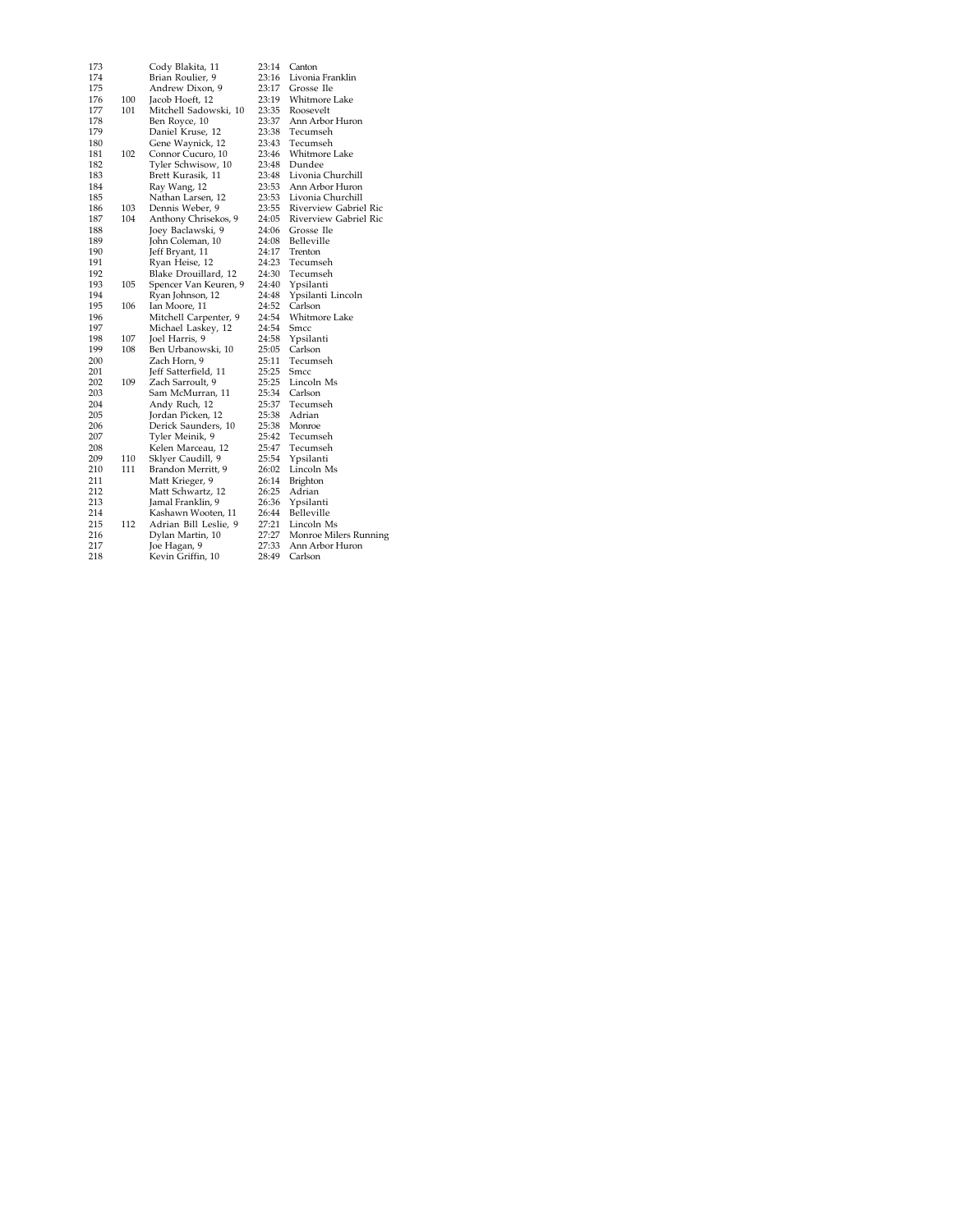| | | | | |
|---|---|---|---|---|
| 173 | | Cody Blakita, 11 | 23:14 | Canton |
| 174 | | Brian Roulier, 9 | 23:16 | Livonia Franklin |
| 175 | | Andrew Dixon, 9 | 23:17 | Grosse Ile |
| 176 | 100 | Jacob Hoeft, 12 | 23:19 | Whitmore Lake |
| 177 | 101 | Mitchell Sadowski, 10 | 23:35 | Roosevelt |
| 178 | | Ben Royce, 10 | 23:37 | Ann Arbor Huron |
| 179 | | Daniel Kruse, 12 | 23:38 | Tecumseh |
| 180 | | Gene Waynick, 12 | 23:43 | Tecumseh |
| 181 | 102 | Connor Cucuro, 10 | 23:46 | Whitmore Lake |
| 182 | | Tyler Schwisow, 10 | 23:48 | Dundee |
| 183 | | Brett Kurasik, 11 | 23:48 | Livonia Churchill |
| 184 | | Ray Wang, 12 | 23:53 | Ann Arbor Huron |
| 185 | | Nathan Larsen, 12 | 23:53 | Livonia Churchill |
| 186 | 103 | Dennis Weber, 9 | 23:55 | Riverview Gabriel Ric |
| 187 | 104 | Anthony Chrisekos, 9 | 24:05 | Riverview Gabriel Ric |
| 188 | | Joey Baclawski, 9 | 24:06 | Grosse Ile |
| 189 | | John Coleman, 10 | 24:08 | Belleville |
| 190 | | Jeff Bryant, 11 | 24:17 | Trenton |
| 191 | | Ryan Heise, 12 | 24:23 | Tecumseh |
| 192 | | Blake Drouillard, 12 | 24:30 | Tecumseh |
| 193 | 105 | Spencer Van Keuren, 9 | 24:40 | Ypsilanti |
| 194 | | Ryan Johnson, 12 | 24:48 | Ypsilanti Lincoln |
| 195 | 106 | Ian Moore, 11 | 24:52 | Carlson |
| 196 | | Mitchell Carpenter, 9 | 24:54 | Whitmore Lake |
| 197 | | Michael Laskey, 12 | 24:54 | Smcc |
| 198 | 107 | Joel Harris, 9 | 24:58 | Ypsilanti |
| 199 | 108 | Ben Urbanowski, 10 | 25:05 | Carlson |
| 200 | | Zach Horn, 9 | 25:11 | Tecumseh |
| 201 | | Jeff Satterfield, 11 | 25:25 | Smcc |
| 202 | 109 | Zach Sarroult, 9 | 25:25 | Lincoln Ms |
| 203 | | Sam McMurran, 11 | 25:34 | Carlson |
| 204 | | Andy Ruch, 12 | 25:37 | Tecumseh |
| 205 | | Jordan Picken, 12 | 25:38 | Adrian |
| 206 | | Derick Saunders, 10 | 25:38 | Monroe |
| 207 | | Tyler Meinik, 9 | 25:42 | Tecumseh |
| 208 | | Kelen Marceau, 12 | 25:47 | Tecumseh |
| 209 | 110 | Sklyer Caudill, 9 | 25:54 | Ypsilanti |
| 210 | 111 | Brandon Merritt, 9 | 26:02 | Lincoln Ms |
| 211 | | Matt Krieger, 9 | 26:14 | Brighton |
| 212 | | Matt Schwartz, 12 | 26:25 | Adrian |
| 213 | | Jamal Franklin, 9 | 26:36 | Ypsilanti |
| 214 | | Kashawn Wooten, 11 | 26:44 | Belleville |
| 215 | 112 | Adrian Bill Leslie, 9 | 27:21 | Lincoln Ms |
| 216 | | Dylan Martin, 10 | 27:27 | Monroe Milers Running |
| 217 | | Joe Hagan, 9 | 27:33 | Ann Arbor Huron |
| 218 | | Kevin Griffin, 10 | 28:49 | Carlson |